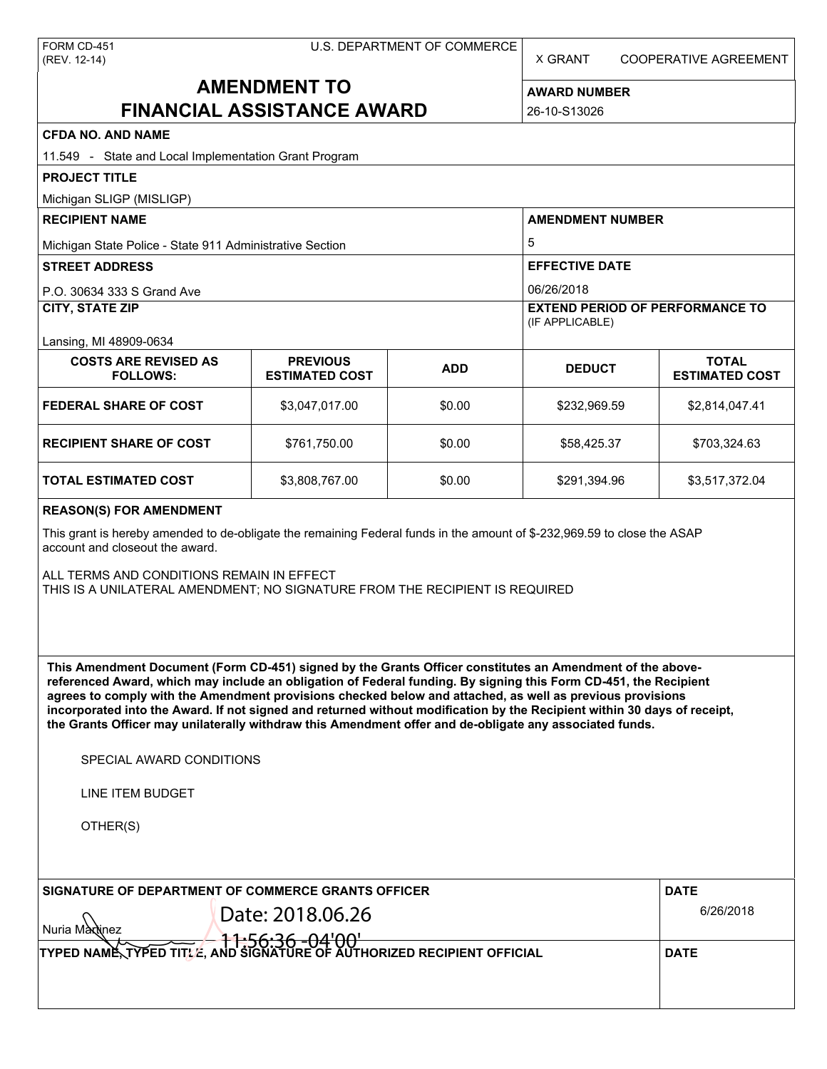FORM CD-451
(REV. 12-14)

U.S. DEPARTMENT OF COMMERCE

X GRANT    COOPERATIVE AGREEMENT

# AMENDMENT TO FINANCIAL ASSISTANCE AWARD

**AWARD NUMBER**
26-10-S13026

**CFDA NO. AND NAME**
11.549 - State and Local Implementation Grant Program

**PROJECT TITLE**
Michigan SLIGP (MISLIGP)

**RECIPIENT NAME**
Michigan State Police - State 911 Administrative Section

**AMENDMENT NUMBER**
5

**STREET ADDRESS**
P.O. 30634 333 S Grand Ave

**EFFECTIVE DATE**
06/26/2018

**CITY, STATE ZIP**
Lansing, MI 48909-0634

**EXTEND PERIOD OF PERFORMANCE TO** (IF APPLICABLE)

| COSTS ARE REVISED AS FOLLOWS: | PREVIOUS ESTIMATED COST | ADD | DEDUCT | TOTAL ESTIMATED COST |
|---|---|---|---|---|
| FEDERAL SHARE OF COST | $3,047,017.00 | $0.00 | $232,969.59 | $2,814,047.41 |
| RECIPIENT SHARE OF COST | $761,750.00 | $0.00 | $58,425.37 | $703,324.63 |
| TOTAL ESTIMATED COST | $3,808,767.00 | $0.00 | $291,394.96 | $3,517,372.04 |

**REASON(S) FOR AMENDMENT**

This grant is hereby amended to de-obligate the remaining Federal funds in the amount of $-232,969.59 to close the ASAP account and closeout the award.

ALL TERMS AND CONDITIONS REMAIN IN EFFECT
THIS IS A UNILATERAL AMENDMENT; NO SIGNATURE FROM THE RECIPIENT IS REQUIRED

**This Amendment Document (Form CD-451) signed by the Grants Officer constitutes an Amendment of the above-referenced Award, which may include an obligation of Federal funding. By signing this Form CD-451, the Recipient agrees to comply with the Amendment provisions checked below and attached, as well as previous provisions incorporated into the Award. If not signed and returned without modification by the Recipient within 30 days of receipt, the Grants Officer may unilaterally withdraw this Amendment offer and de-obligate any associated funds.**

SPECIAL AWARD CONDITIONS

LINE ITEM BUDGET

OTHER(S)

**SIGNATURE OF DEPARTMENT OF COMMERCE GRANTS OFFICER**
Nuria Martinez
Date: 2018.06.26 11:56:36 -04'00'

**DATE**
6/26/2018

**TYPED NAME, TYPED TITLE, AND SIGNATURE OF AUTHORIZED RECIPIENT OFFICIAL**

**DATE**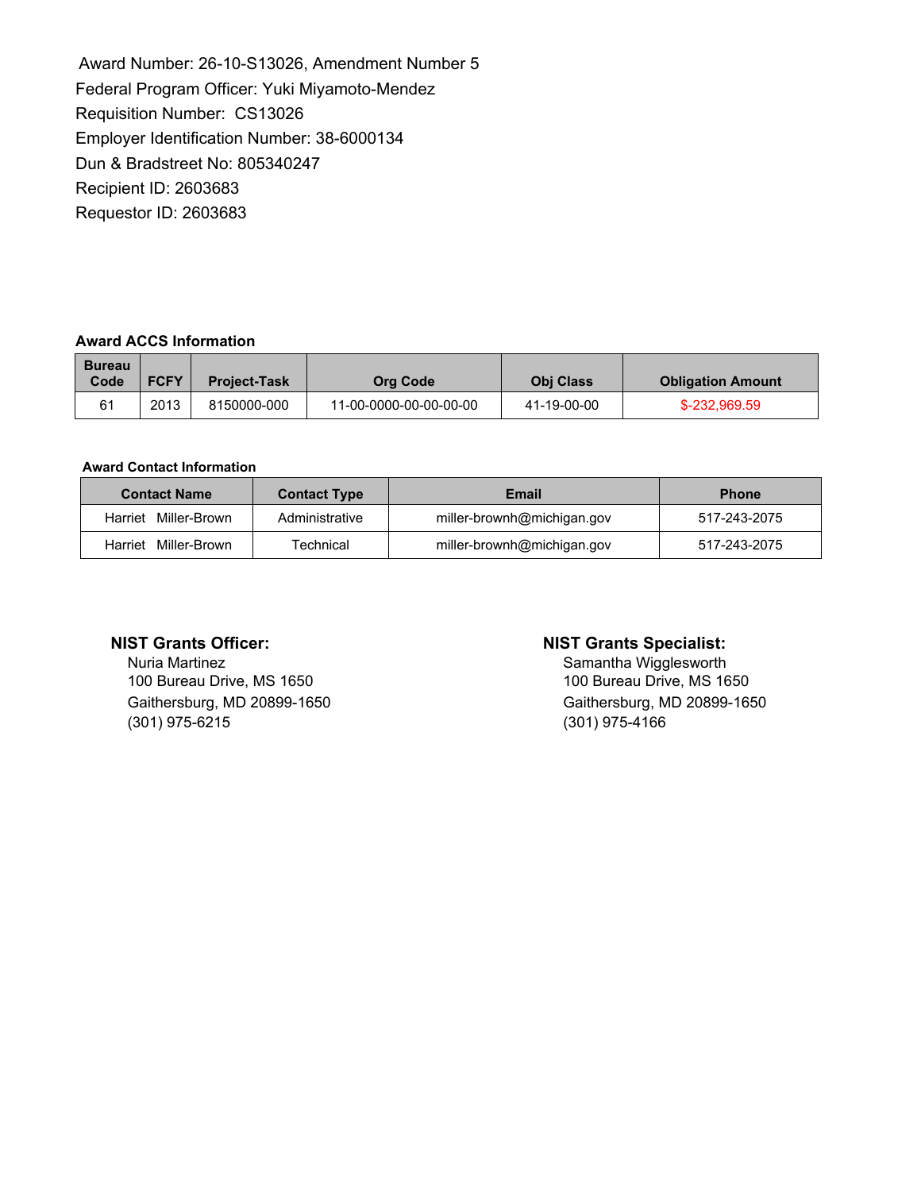Award Number: 26-10-S13026, Amendment Number 5
Federal Program Officer: Yuki Miyamoto-Mendez
Requisition Number: CS13026
Employer Identification Number: 38-6000134
Dun & Bradstreet No: 805340247
Recipient ID: 2603683
Requestor ID: 2603683

**Award ACCS Information**

| Bureau Code | FCFY | Project-Task | Org Code | Obj Class | Obligation Amount |
|---|---|---|---|---|---|
| 61 | 2013 | 8150000-000 | 11-00-0000-00-00-00-00 | 41-19-00-00 | $-232,969.59 |

**Award Contact Information**

| Contact Name | Contact Type | Email | Phone |
|---|---|---|---|
| Harriet Miller-Brown | Administrative | miller-brownh@michigan.gov | 517-243-2075 |
| Harriet Miller-Brown | Technical | miller-brownh@michigan.gov | 517-243-2075 |

**NIST Grants Officer:**
Nuria Martinez
100 Bureau Drive, MS 1650
Gaithersburg, MD 20899-1650
(301) 975-6215

**NIST Grants Specialist:**
Samantha Wigglesworth
100 Bureau Drive, MS 1650
Gaithersburg, MD 20899-1650
(301) 975-4166